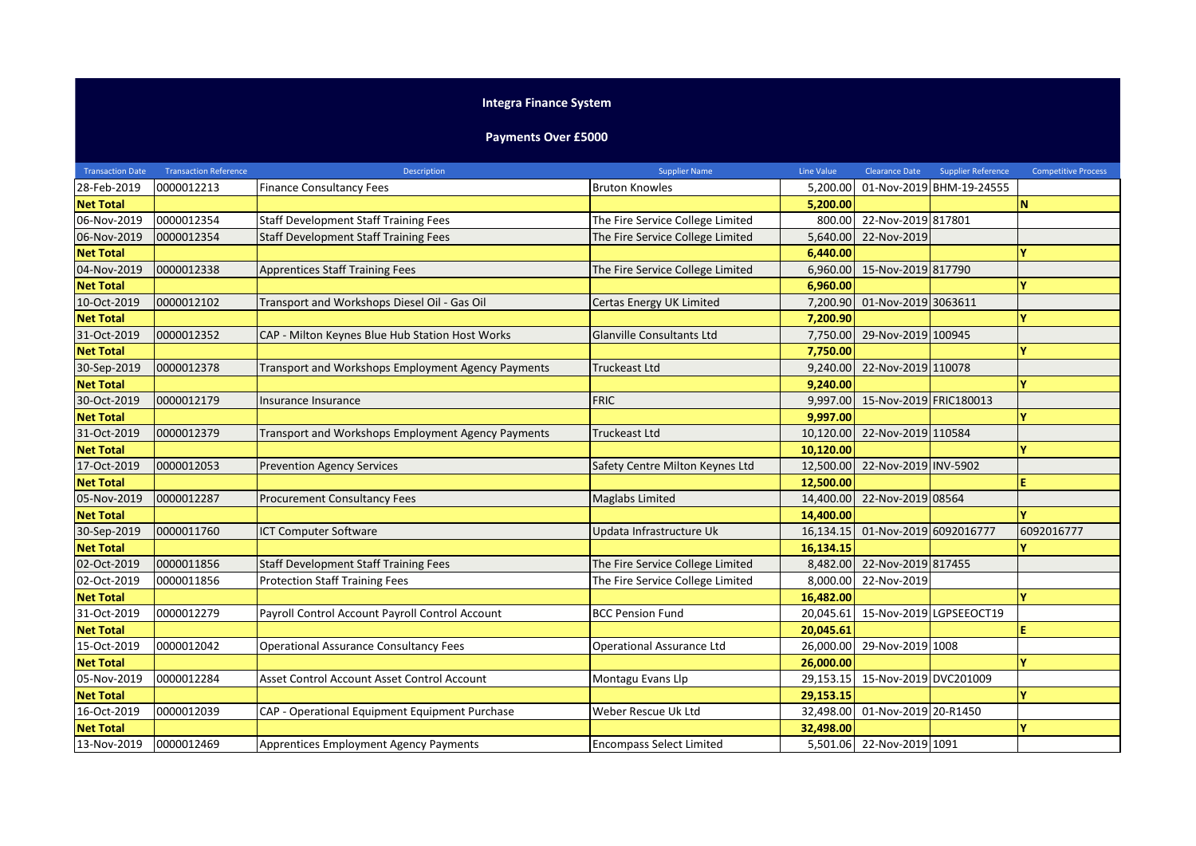# Integra Finance System

## Payments Over £5000

| Transaction Date | Transaction Reference | Description | Supplier Name | Line Value | Clearance Date | Supplier Reference | Competitive Process |
|---|---|---|---|---|---|---|---|
| 28-Feb-2019 | 0000012213 | Finance Consultancy Fees | Bruton Knowles | 5,200.00 | 01-Nov-2019 | BHM-19-24555 | |
| **Net Total** | | | | **5,200.00** | | | **N** |
| 06-Nov-2019 | 0000012354 | Staff Development Staff Training Fees | The Fire Service College Limited | 800.00 | 22-Nov-2019 | 817801 | |
| 06-Nov-2019 | 0000012354 | Staff Development Staff Training Fees | The Fire Service College Limited | 5,640.00 | 22-Nov-2019 | | |
| **Net Total** | | | | **6,440.00** | | | **Y** |
| 04-Nov-2019 | 0000012338 | Apprentices Staff Training Fees | The Fire Service College Limited | 6,960.00 | 15-Nov-2019 | 817790 | |
| **Net Total** | | | | **6,960.00** | | | **Y** |
| 10-Oct-2019 | 0000012102 | Transport and Workshops Diesel Oil - Gas Oil | Certas Energy UK Limited | 7,200.90 | 01-Nov-2019 | 3063611 | |
| **Net Total** | | | | **7,200.90** | | | **Y** |
| 31-Oct-2019 | 0000012352 | CAP - Milton Keynes Blue Hub Station Host Works | Glanville Consultants Ltd | 7,750.00 | 29-Nov-2019 | 100945 | |
| **Net Total** | | | | **7,750.00** | | | **Y** |
| 30-Sep-2019 | 0000012378 | Transport and Workshops Employment Agency Payments | Truckeast Ltd | 9,240.00 | 22-Nov-2019 | 110078 | |
| **Net Total** | | | | **9,240.00** | | | **Y** |
| 30-Oct-2019 | 0000012179 | Insurance Insurance | FRIC | 9,997.00 | 15-Nov-2019 | FRIC180013 | |
| **Net Total** | | | | **9,997.00** | | | **Y** |
| 31-Oct-2019 | 0000012379 | Transport and Workshops Employment Agency Payments | Truckeast Ltd | 10,120.00 | 22-Nov-2019 | 110584 | |
| **Net Total** | | | | **10,120.00** | | | **Y** |
| 17-Oct-2019 | 0000012053 | Prevention Agency Services | Safety Centre Milton Keynes Ltd | 12,500.00 | 22-Nov-2019 | INV-5902 | |
| **Net Total** | | | | **12,500.00** | | | **E** |
| 05-Nov-2019 | 0000012287 | Procurement Consultancy Fees | Maglabs Limited | 14,400.00 | 22-Nov-2019 | 08564 | |
| **Net Total** | | | | **14,400.00** | | | **Y** |
| 30-Sep-2019 | 0000011760 | ICT Computer Software | Updata Infrastructure Uk | 16,134.15 | 01-Nov-2019 | 6092016777 | 6092016777 |
| **Net Total** | | | | **16,134.15** | | | **Y** |
| 02-Oct-2019 | 0000011856 | Staff Development Staff Training Fees | The Fire Service College Limited | 8,482.00 | 22-Nov-2019 | 817455 | |
| 02-Oct-2019 | 0000011856 | Protection Staff Training Fees | The Fire Service College Limited | 8,000.00 | 22-Nov-2019 | | |
| **Net Total** | | | | **16,482.00** | | | **Y** |
| 31-Oct-2019 | 0000012279 | Payroll Control Account Payroll Control Account | BCC Pension Fund | 20,045.61 | 15-Nov-2019 | LGPSEEOCT19 | |
| **Net Total** | | | | **20,045.61** | | | **E** |
| 15-Oct-2019 | 0000012042 | Operational Assurance Consultancy Fees | Operational Assurance Ltd | 26,000.00 | 29-Nov-2019 | 1008 | |
| **Net Total** | | | | **26,000.00** | | | **Y** |
| 05-Nov-2019 | 0000012284 | Asset Control Account Asset Control Account | Montagu Evans Llp | 29,153.15 | 15-Nov-2019 | DVC201009 | |
| **Net Total** | | | | **29,153.15** | | | **Y** |
| 16-Oct-2019 | 0000012039 | CAP - Operational Equipment Equipment Purchase | Weber Rescue Uk Ltd | 32,498.00 | 01-Nov-2019 | 20-R1450 | |
| **Net Total** | | | | **32,498.00** | | | **Y** |
| 13-Nov-2019 | 0000012469 | Apprentices Employment Agency Payments | Encompass Select Limited | 5,501.06 | 22-Nov-2019 | 1091 | |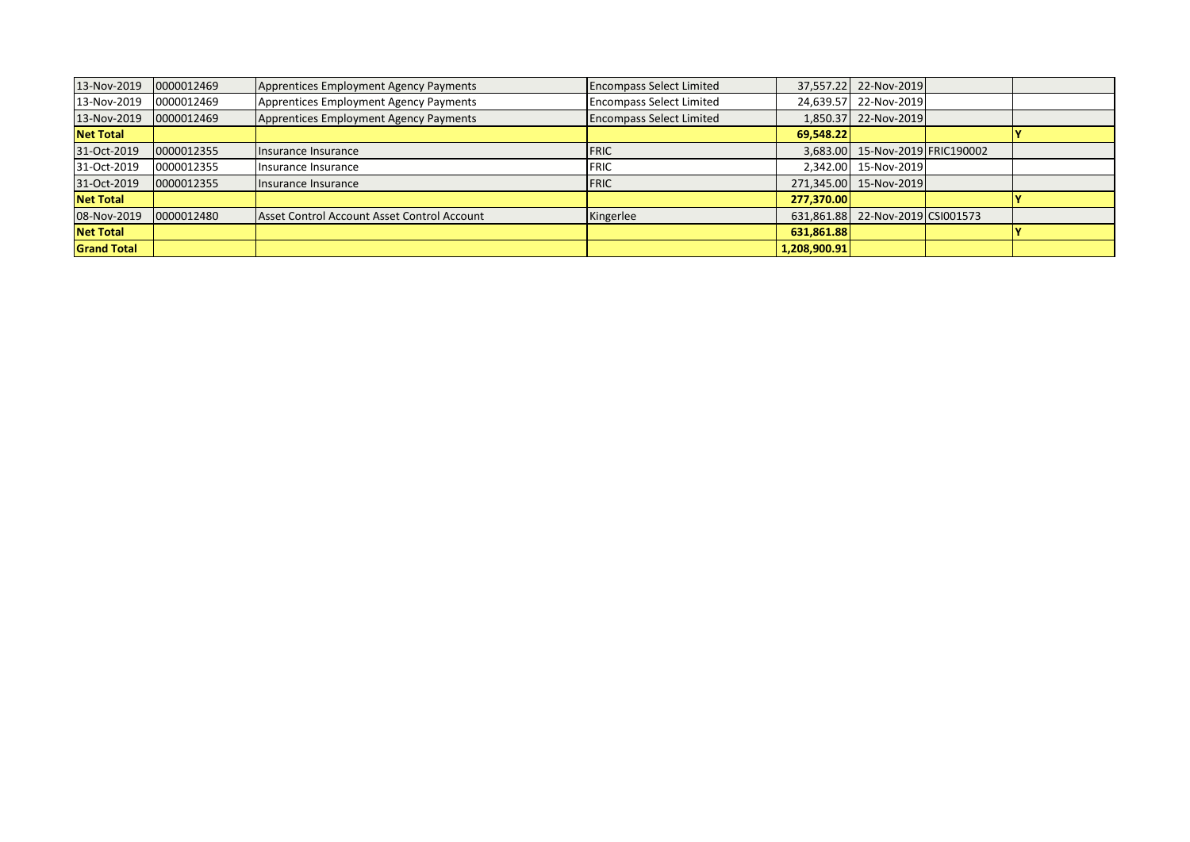| | | | | | | | |
|---|---|---|---|---|---|---|---|
| 13-Nov-2019 | 0000012469 | Apprentices Employment Agency Payments | Encompass Select Limited | 37,557.22 | 22-Nov-2019 | | |
| 13-Nov-2019 | 0000012469 | Apprentices Employment Agency Payments | Encompass Select Limited | 24,639.57 | 22-Nov-2019 | | |
| 13-Nov-2019 | 0000012469 | Apprentices Employment Agency Payments | Encompass Select Limited | 1,850.37 | 22-Nov-2019 | | |
| **Net Total** | | | | **69,548.22** | | | Y |
| 31-Oct-2019 | 0000012355 | Insurance Insurance | FRIC | 3,683.00 | 15-Nov-2019 | FRIC190002 | |
| 31-Oct-2019 | 0000012355 | Insurance Insurance | FRIC | 2,342.00 | 15-Nov-2019 | | |
| 31-Oct-2019 | 0000012355 | Insurance Insurance | FRIC | 271,345.00 | 15-Nov-2019 | | |
| **Net Total** | | | | **277,370.00** | | | Y |
| 08-Nov-2019 | 0000012480 | Asset Control Account Asset Control Account | Kingerlee | 631,861.88 | 22-Nov-2019 | CSI001573 | |
| **Net Total** | | | | **631,861.88** | | | Y |
| **Grand Total** | | | | **1,208,900.91** | | | |